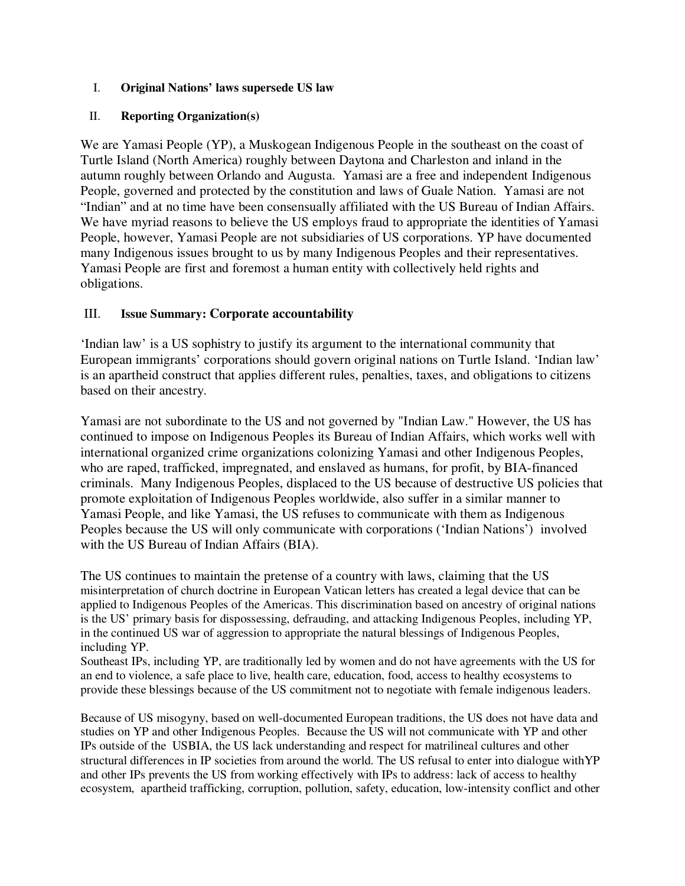I. **Original Nations' laws supersede US law**

II. **Reporting Organization(s)**

We are Yamasi People (YP), a Muskogean Indigenous People in the southeast on the coast of Turtle Island (North America) roughly between Daytona and Charleston and inland in the autumn roughly between Orlando and Augusta. Yamasi are a free and independent Indigenous People, governed and protected by the constitution and laws of Guale Nation. Yamasi are not "Indian" and at no time have been consensually affiliated with the US Bureau of Indian Affairs. We have myriad reasons to believe the US employs fraud to appropriate the identities of Yamasi People, however, Yamasi People are not subsidiaries of US corporations. YP have documented many Indigenous issues brought to us by many Indigenous Peoples and their representatives. Yamasi People are first and foremost a human entity with collectively held rights and obligations.

III. **Issue Summary: Corporate accountability**

'Indian law' is a US sophistry to justify its argument to the international community that European immigrants' corporations should govern original nations on Turtle Island. 'Indian law' is an apartheid construct that applies different rules, penalties, taxes, and obligations to citizens based on their ancestry.

Yamasi are not subordinate to the US and not governed by "Indian Law." However, the US has continued to impose on Indigenous Peoples its Bureau of Indian Affairs, which works well with international organized crime organizations colonizing Yamasi and other Indigenous Peoples, who are raped, trafficked, impregnated, and enslaved as humans, for profit, by BIA-financed criminals. Many Indigenous Peoples, displaced to the US because of destructive US policies that promote exploitation of Indigenous Peoples worldwide, also suffer in a similar manner to Yamasi People, and like Yamasi, the US refuses to communicate with them as Indigenous Peoples because the US will only communicate with corporations ('Indian Nations') involved with the US Bureau of Indian Affairs (BIA).

The US continues to maintain the pretense of a country with laws, claiming that the US misinterpretation of church doctrine in European Vatican letters has created a legal device that can be applied to Indigenous Peoples of the Americas. This discrimination based on ancestry of original nations is the US' primary basis for dispossessing, defrauding, and attacking Indigenous Peoples, including YP, in the continued US war of aggression to appropriate the natural blessings of Indigenous Peoples, including YP.

Southeast IPs, including YP, are traditionally led by women and do not have agreements with the US for an end to violence, a safe place to live, health care, education, food, access to healthy ecosystems to provide these blessings because of the US commitment not to negotiate with female indigenous leaders.

Because of US misogyny, based on well-documented European traditions, the US does not have data and studies on YP and other Indigenous Peoples. Because the US will not communicate with YP and other IPs outside of the USBIA, the US lack understanding and respect for matrilineal cultures and other structural differences in IP societies from around the world. The US refusal to enter into dialogue withYP and other IPs prevents the US from working effectively with IPs to address: lack of access to healthy ecosystem, apartheid trafficking, corruption, pollution, safety, education, low-intensity conflict and other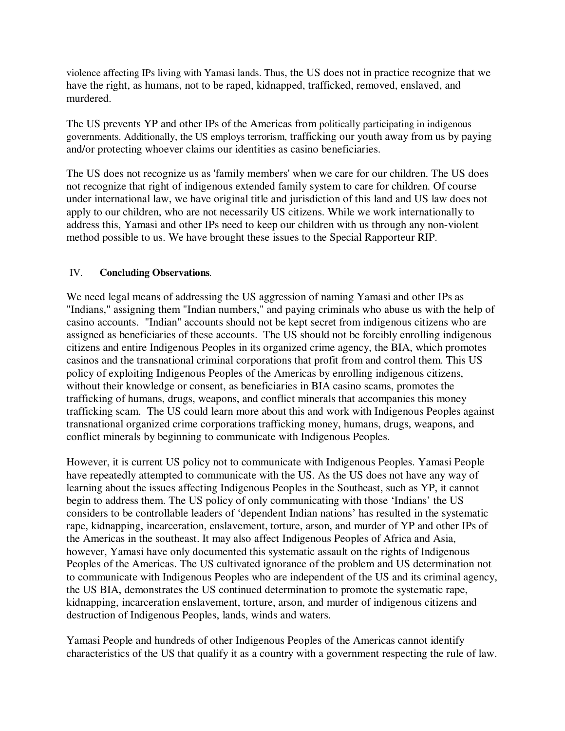violence affecting IPs living with Yamasi lands. Thus, the US does not in practice recognize that we have the right, as humans, not to be raped, kidnapped, trafficked, removed, enslaved, and murdered.

The US prevents YP and other IPs of the Americas from politically participating in indigenous governments. Additionally, the US employs terrorism, trafficking our youth away from us by paying and/or protecting whoever claims our identities as casino beneficiaries.

The US does not recognize us as 'family members' when we care for our children. The US does not recognize that right of indigenous extended family system to care for children. Of course under international law, we have original title and jurisdiction of this land and US law does not apply to our children, who are not necessarily US citizens. While we work internationally to address this, Yamasi and other IPs need to keep our children with us through any non-violent method possible to us. We have brought these issues to the Special Rapporteur RIP.

## IV. **Concluding Observations**.

We need legal means of addressing the US aggression of naming Yamasi and other IPs as "Indians," assigning them "Indian numbers," and paying criminals who abuse us with the help of casino accounts. "Indian" accounts should not be kept secret from indigenous citizens who are assigned as beneficiaries of these accounts. The US should not be forcibly enrolling indigenous citizens and entire Indigenous Peoples in its organized crime agency, the BIA, which promotes casinos and the transnational criminal corporations that profit from and control them. This US policy of exploiting Indigenous Peoples of the Americas by enrolling indigenous citizens, without their knowledge or consent, as beneficiaries in BIA casino scams, promotes the trafficking of humans, drugs, weapons, and conflict minerals that accompanies this money trafficking scam. The US could learn more about this and work with Indigenous Peoples against transnational organized crime corporations trafficking money, humans, drugs, weapons, and conflict minerals by beginning to communicate with Indigenous Peoples.

However, it is current US policy not to communicate with Indigenous Peoples. Yamasi People have repeatedly attempted to communicate with the US. As the US does not have any way of learning about the issues affecting Indigenous Peoples in the Southeast, such as YP, it cannot begin to address them. The US policy of only communicating with those 'Indians' the US considers to be controllable leaders of 'dependent Indian nations' has resulted in the systematic rape, kidnapping, incarceration, enslavement, torture, arson, and murder of YP and other IPs of the Americas in the southeast. It may also affect Indigenous Peoples of Africa and Asia, however, Yamasi have only documented this systematic assault on the rights of Indigenous Peoples of the Americas. The US cultivated ignorance of the problem and US determination not to communicate with Indigenous Peoples who are independent of the US and its criminal agency, the US BIA, demonstrates the US continued determination to promote the systematic rape, kidnapping, incarceration enslavement, torture, arson, and murder of indigenous citizens and destruction of Indigenous Peoples, lands, winds and waters.

Yamasi People and hundreds of other Indigenous Peoples of the Americas cannot identify characteristics of the US that qualify it as a country with a government respecting the rule of law.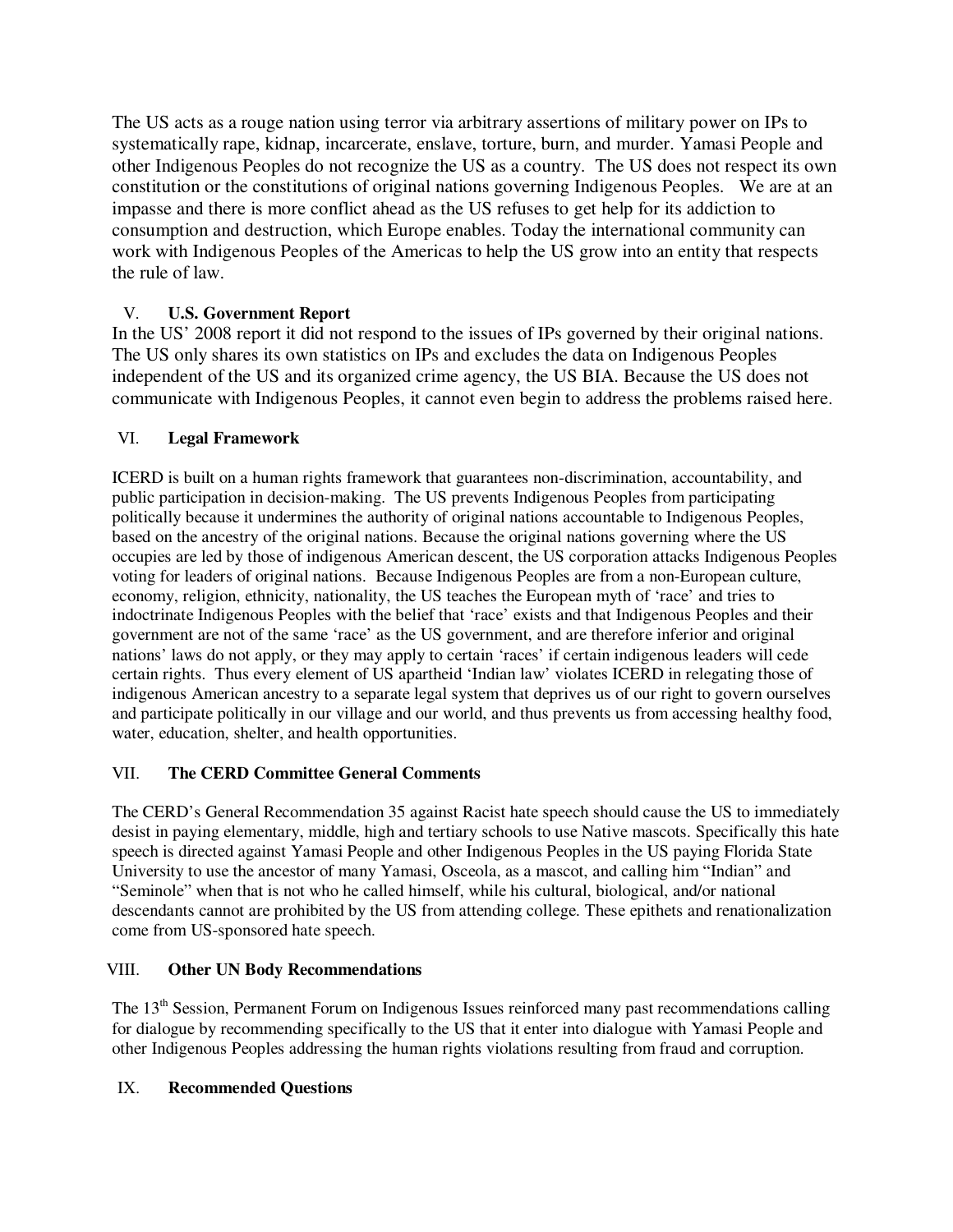The US acts as a rouge nation using terror via arbitrary assertions of military power on IPs to systematically rape, kidnap, incarcerate, enslave, torture, burn, and murder. Yamasi People and other Indigenous Peoples do not recognize the US as a country. The US does not respect its own constitution or the constitutions of original nations governing Indigenous Peoples. We are at an impasse and there is more conflict ahead as the US refuses to get help for its addiction to consumption and destruction, which Europe enables. Today the international community can work with Indigenous Peoples of the Americas to help the US grow into an entity that respects the rule of law.

## V. U.S. Government Report

In the US' 2008 report it did not respond to the issues of IPs governed by their original nations. The US only shares its own statistics on IPs and excludes the data on Indigenous Peoples independent of the US and its organized crime agency, the US BIA. Because the US does not communicate with Indigenous Peoples, it cannot even begin to address the problems raised here.

## VI. Legal Framework

ICERD is built on a human rights framework that guarantees non-discrimination, accountability, and public participation in decision-making. The US prevents Indigenous Peoples from participating politically because it undermines the authority of original nations accountable to Indigenous Peoples, based on the ancestry of the original nations. Because the original nations governing where the US occupies are led by those of indigenous American descent, the US corporation attacks Indigenous Peoples voting for leaders of original nations. Because Indigenous Peoples are from a non-European culture, economy, religion, ethnicity, nationality, the US teaches the European myth of 'race' and tries to indoctrinate Indigenous Peoples with the belief that 'race' exists and that Indigenous Peoples and their government are not of the same 'race' as the US government, and are therefore inferior and original nations' laws do not apply, or they may apply to certain 'races' if certain indigenous leaders will cede certain rights. Thus every element of US apartheid 'Indian law' violates ICERD in relegating those of indigenous American ancestry to a separate legal system that deprives us of our right to govern ourselves and participate politically in our village and our world, and thus prevents us from accessing healthy food, water, education, shelter, and health opportunities.

## VII. The CERD Committee General Comments

The CERD's General Recommendation 35 against Racist hate speech should cause the US to immediately desist in paying elementary, middle, high and tertiary schools to use Native mascots. Specifically this hate speech is directed against Yamasi People and other Indigenous Peoples in the US paying Florida State University to use the ancestor of many Yamasi, Osceola, as a mascot, and calling him "Indian" and "Seminole" when that is not who he called himself, while his cultural, biological, and/or national descendants cannot are prohibited by the US from attending college. These epithets and renationalization come from US-sponsored hate speech.

## VIII. Other UN Body Recommendations

The 13th Session, Permanent Forum on Indigenous Issues reinforced many past recommendations calling for dialogue by recommending specifically to the US that it enter into dialogue with Yamasi People and other Indigenous Peoples addressing the human rights violations resulting from fraud and corruption.

## IX. Recommended Questions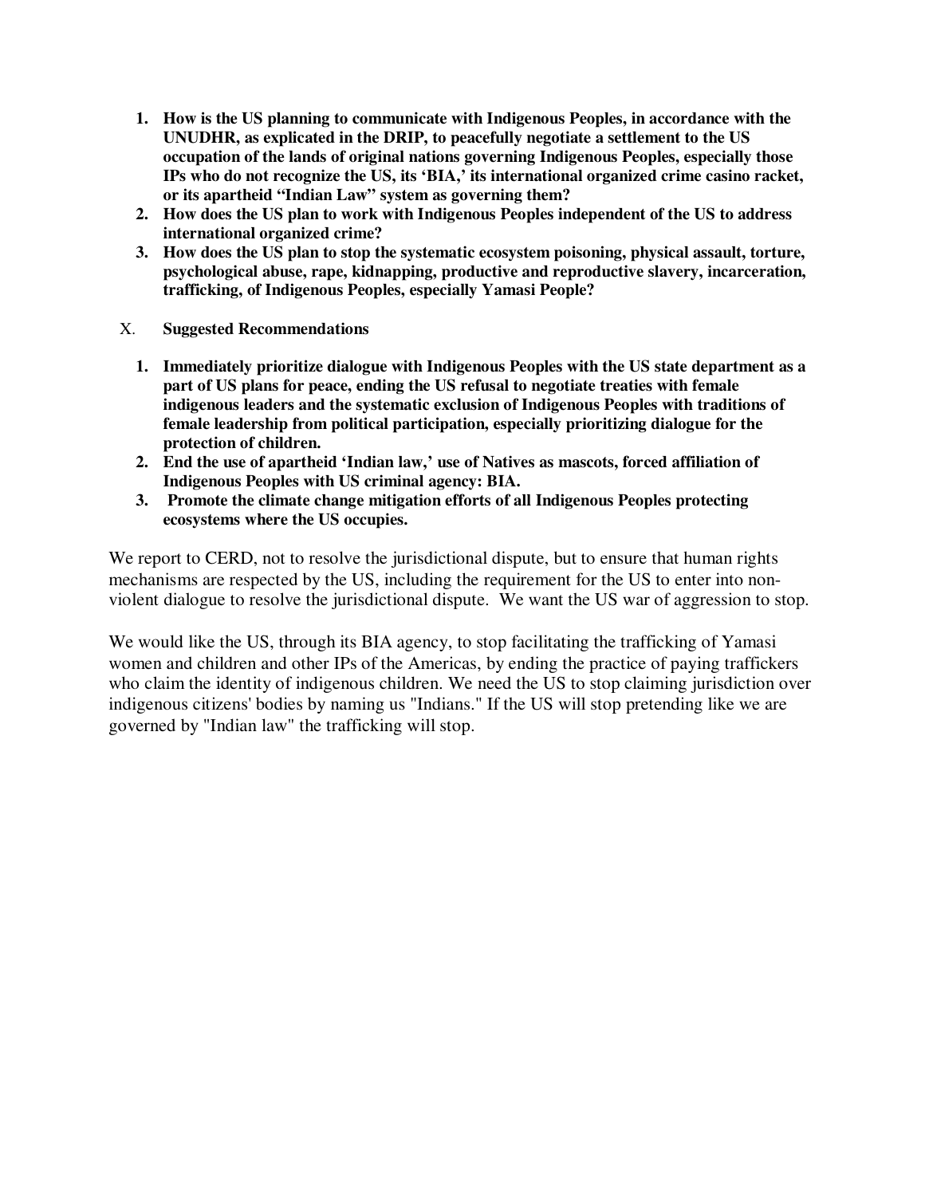1. **How is the US planning to communicate with Indigenous Peoples, in accordance with the UNUDHR, as explicated in the DRIP, to peacefully negotiate a settlement to the US occupation of the lands of original nations governing Indigenous Peoples, especially those IPs who do not recognize the US, its 'BIA,' its international organized crime casino racket, or its apartheid "Indian Law" system as governing them?**
2. **How does the US plan to work with Indigenous Peoples independent of the US to address international organized crime?**
3. **How does the US plan to stop the systematic ecosystem poisoning, physical assault, torture, psychological abuse, rape, kidnapping, productive and reproductive slavery, incarceration, trafficking, of Indigenous Peoples, especially Yamasi People?**

## X. Suggested Recommendations

1. **Immediately prioritize dialogue with Indigenous Peoples with the US state department as a part of US plans for peace, ending the US refusal to negotiate treaties with female indigenous leaders and the systematic exclusion of Indigenous Peoples with traditions of female leadership from political participation, especially prioritizing dialogue for the protection of children.**
2. **End the use of apartheid 'Indian law,' use of Natives as mascots, forced affiliation of Indigenous Peoples with US criminal agency: BIA.**
3. **Promote the climate change mitigation efforts of all Indigenous Peoples protecting ecosystems where the US occupies.**

We report to CERD, not to resolve the jurisdictional dispute, but to ensure that human rights mechanisms are respected by the US, including the requirement for the US to enter into non-violent dialogue to resolve the jurisdictional dispute. We want the US war of aggression to stop.

We would like the US, through its BIA agency, to stop facilitating the trafficking of Yamasi women and children and other IPs of the Americas, by ending the practice of paying traffickers who claim the identity of indigenous children. We need the US to stop claiming jurisdiction over indigenous citizens' bodies by naming us "Indians." If the US will stop pretending like we are governed by "Indian law" the trafficking will stop.